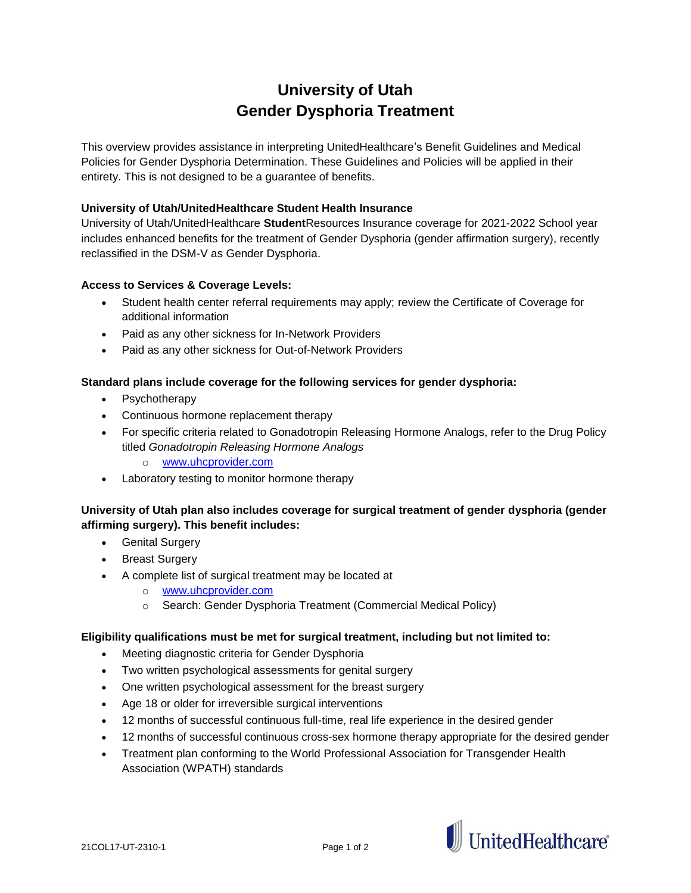# University of Utah
# Gender Dysphoria Treatment

This overview provides assistance in interpreting UnitedHealthcare's Benefit Guidelines and Medical Policies for Gender Dysphoria Determination. These Guidelines and Policies will be applied in their entirety. This is not designed to be a guarantee of benefits.

**University of Utah/UnitedHealthcare Student Health Insurance**

University of Utah/UnitedHealthcare **Student**Resources Insurance coverage for 2021-2022 School year includes enhanced benefits for the treatment of Gender Dysphoria (gender affirmation surgery), recently reclassified in the DSM-V as Gender Dysphoria.

**Access to Services & Coverage Levels:**

- Student health center referral requirements may apply; review the Certificate of Coverage for additional information
- Paid as any other sickness for In-Network Providers
- Paid as any other sickness for Out-of-Network Providers

**Standard plans include coverage for the following services for gender dysphoria:**

- Psychotherapy
- Continuous hormone replacement therapy
- For specific criteria related to Gonadotropin Releasing Hormone Analogs, refer to the Drug Policy titled *Gonadotropin Releasing Hormone Analogs*
  - [www.uhcprovider.com](http://www.uhcprovider.com)
- Laboratory testing to monitor hormone therapy

**University of Utah plan also includes coverage for surgical treatment of gender dysphoria (gender affirming surgery). This benefit includes:**

- Genital Surgery
- Breast Surgery
- A complete list of surgical treatment may be located at
  - [www.uhcprovider.com](http://www.uhcprovider.com)
  - Search: Gender Dysphoria Treatment (Commercial Medical Policy)

**Eligibility qualifications must be met for surgical treatment, including but not limited to:**

- Meeting diagnostic criteria for Gender Dysphoria
- Two written psychological assessments for genital surgery
- One written psychological assessment for the breast surgery
- Age 18 or older for irreversible surgical interventions
- 12 months of successful continuous full-time, real life experience in the desired gender
- 12 months of successful continuous cross-sex hormone therapy appropriate for the desired gender
- Treatment plan conforming to the World Professional Association for Transgender Health Association (WPATH) standards

21COL17-UT-2310-1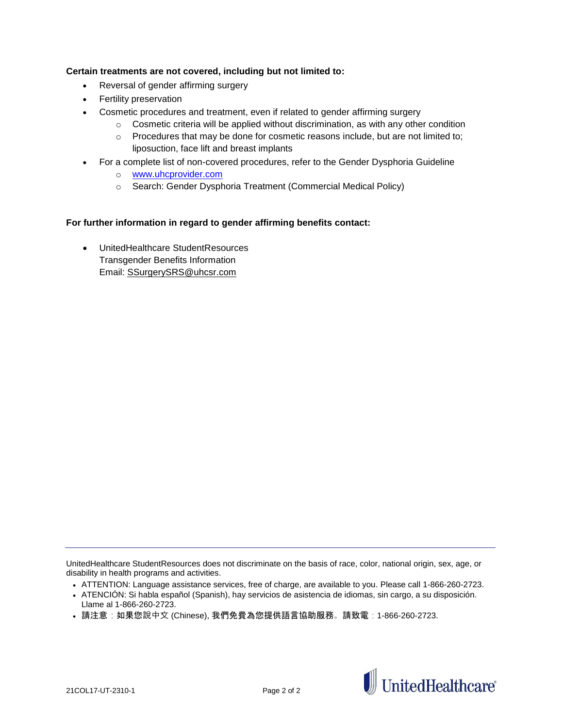**Certain treatments are not covered, including but not limited to:**

- Reversal of gender affirming surgery
- Fertility preservation
- Cosmetic procedures and treatment, even if related to gender affirming surgery
  - Cosmetic criteria will be applied without discrimination, as with any other condition
  - Procedures that may be done for cosmetic reasons include, but are not limited to; liposuction, face lift and breast implants
- For a complete list of non-covered procedures, refer to the Gender Dysphoria Guideline
  - www.uhcprovider.com
  - Search: Gender Dysphoria Treatment (Commercial Medical Policy)

**For further information in regard to gender affirming benefits contact:**

- UnitedHealthcare StudentResources
  Transgender Benefits Information
  Email: SSurgerySRS@uhcsr.com

---

UnitedHealthcare StudentResources does not discriminate on the basis of race, color, national origin, sex, age, or disability in health programs and activities.

- ATTENTION: Language assistance services, free of charge, are available to you. Please call 1-866-260-2723.
- ATENCIÓN: Si habla español (Spanish), hay servicios de asistencia de idiomas, sin cargo, a su disposición. Llame al 1-866-260-2723.
- 請注意：如果您說中文 (Chinese), 我們免費為您提供語言協助服務。請致電：1-866-260-2723.

21COL17-UT-2310-1

UnitedHealthcare®